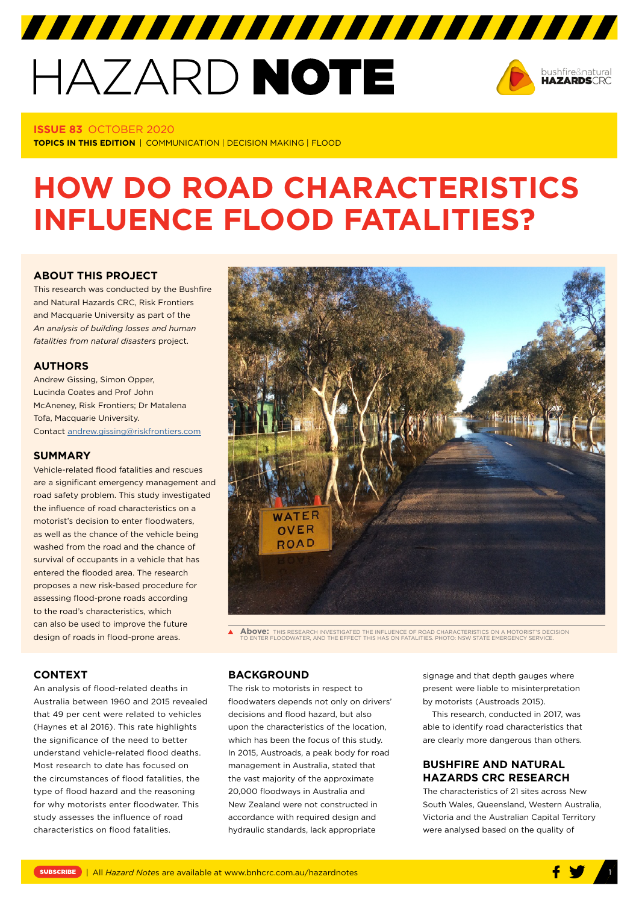# HAZARD NOTE

**ISSUE 83** OCTOBER 2020

**TOPICS IN THIS EDITION** | COMMUNICATION | DECISION MAKING | FLOOD

# HOW DO ROAD CHARACTERISTICS INFLUENCE FLOOD FATALITIES?

## ABOUT THIS PROJECT

This research was conducted by the Bushfire and Natural Hazards CRC, Risk Frontiers and Macquarie University as part of the *An analysis of building losses and human fatalities from natural disasters* project.

## AUTHORS

Andrew Gissing, Simon Opper, Lucinda Coates and Prof John McAneney, Risk Frontiers; Dr Matalena Tofa, Macquarie University.
Contact andrew.gissing@riskfrontiers.com

## SUMMARY

Vehicle-related flood fatalities and rescues are a significant emergency management and road safety problem. This study investigated the influence of road characteristics on a motorist's decision to enter floodwaters, as well as the chance of the vehicle being washed from the road and the chance of survival of occupants in a vehicle that has entered the flooded area. The research proposes a new risk-based procedure for assessing flood-prone roads according to the road's characteristics, which can also be used to improve the future design of roads in flood-prone areas.

**Above:** THIS RESEARCH INVESTIGATED THE INFLUENCE OF ROAD CHARACTERISTICS ON A MOTORIST'S DECISION TO ENTER FLOODWATER, AND THE EFFECT THIS HAS ON FATALITIES. PHOTO: NSW STATE EMERGENCY SERVICE.

## CONTEXT

An analysis of flood-related deaths in Australia between 1960 and 2015 revealed that 49 per cent were related to vehicles (Haynes et al 2016). This rate highlights the significance of the need to better understand vehicle-related flood deaths. Most research to date has focused on the circumstances of flood fatalities, the type of flood hazard and the reasoning for why motorists enter floodwater. This study assesses the influence of road characteristics on flood fatalities.

## BACKGROUND

The risk to motorists in respect to floodwaters depends not only on drivers' decisions and flood hazard, but also upon the characteristics of the location, which has been the focus of this study. In 2015, Austroads, a peak body for road management in Australia, stated that the vast majority of the approximate 20,000 floodways in Australia and New Zealand were not constructed in accordance with required design and hydraulic standards, lack appropriate signage and that depth gauges where present were liable to misinterpretation by motorists (Austroads 2015).

This research, conducted in 2017, was able to identify road characteristics that are clearly more dangerous than others.

## BUSHFIRE AND NATURAL HAZARDS CRC RESEARCH

The characteristics of 21 sites across New South Wales, Queensland, Western Australia, Victoria and the Australian Capital Territory were analysed based on the quality of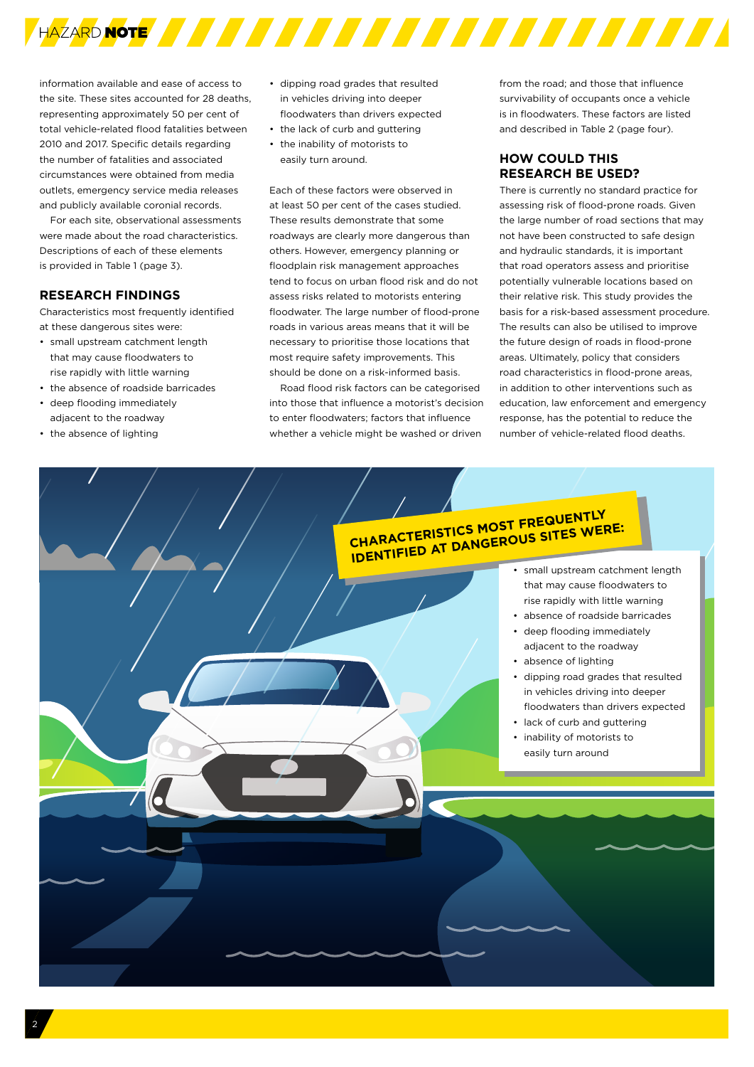information available and ease of access to the site. These sites accounted for 28 deaths, representing approximately 50 per cent of total vehicle-related flood fatalities between 2010 and 2017. Specific details regarding the number of fatalities and associated circumstances were obtained from media outlets, emergency service media releases and publicly available coronial records.

For each site, observational assessments were made about the road characteristics. Descriptions of each of these elements is provided in Table 1 (page 3).

## RESEARCH FINDINGS

Characteristics most frequently identified at these dangerous sites were:

- small upstream catchment length that may cause floodwaters to rise rapidly with little warning
- the absence of roadside barricades
- deep flooding immediately adjacent to the roadway
- the absence of lighting
- dipping road grades that resulted in vehicles driving into deeper floodwaters than drivers expected
- the lack of curb and guttering
- the inability of motorists to easily turn around.

Each of these factors were observed in at least 50 per cent of the cases studied. These results demonstrate that some roadways are clearly more dangerous than others. However, emergency planning or floodplain risk management approaches tend to focus on urban flood risk and do not assess risks related to motorists entering floodwater. The large number of flood-prone roads in various areas means that it will be necessary to prioritise those locations that most require safety improvements. This should be done on a risk-informed basis.

Road flood risk factors can be categorised into those that influence a motorist's decision to enter floodwaters; factors that influence whether a vehicle might be washed or driven from the road; and those that influence survivability of occupants once a vehicle is in floodwaters. These factors are listed and described in Table 2 (page four).

## HOW COULD THIS RESEARCH BE USED?

There is currently no standard practice for assessing risk of flood-prone roads. Given the large number of road sections that may not have been constructed to safe design and hydraulic standards, it is important that road operators assess and prioritise potentially vulnerable locations based on their relative risk. This study provides the basis for a risk-based assessment procedure. The results can also be utilised to improve the future design of roads in flood-prone areas. Ultimately, policy that considers road characteristics in flood-prone areas, in addition to other interventions such as education, law enforcement and emergency response, has the potential to reduce the number of vehicle-related flood deaths.

**CHARACTERISTICS MOST FREQUENTLY IDENTIFIED AT DANGEROUS SITES WERE:**

- small upstream catchment length that may cause floodwaters to rise rapidly with little warning
- absence of roadside barricades
- deep flooding immediately adjacent to the roadway
- absence of lighting
- dipping road grades that resulted in vehicles driving into deeper floodwaters than drivers expected
- lack of curb and guttering
- inability of motorists to easily turn around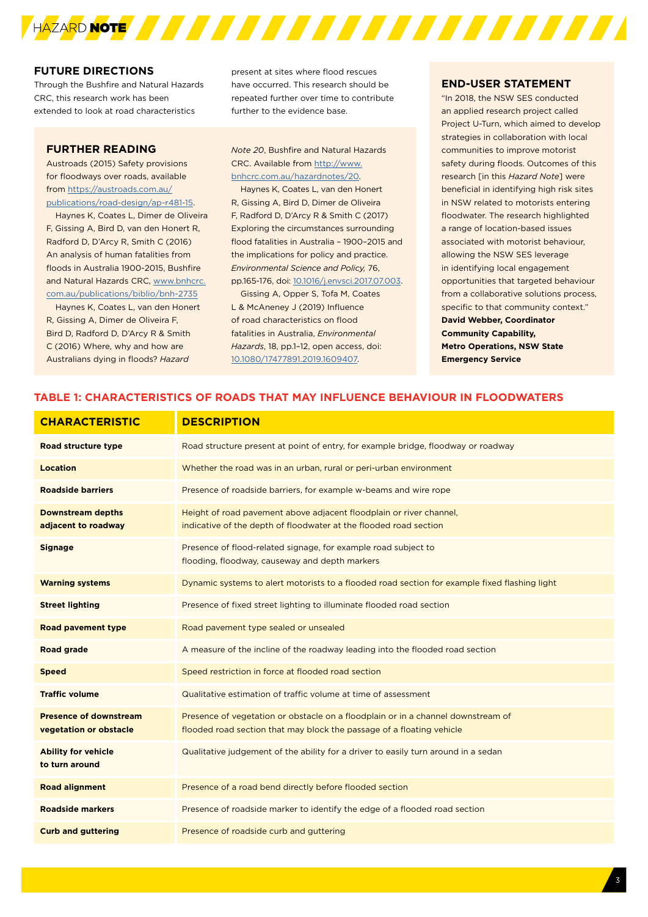## FUTURE DIRECTIONS

Through the Bushfire and Natural Hazards CRC, this research work has been extended to look at road characteristics present at sites where flood rescues have occurred. This research should be repeated further over time to contribute further to the evidence base.

## FURTHER READING

Austroads (2015) Safety provisions for floodways over roads, available from https://austroads.com.au/publications/road-design/ap-r481-15.

Haynes K, Coates L, Dimer de Oliveira F, Gissing A, Bird D, van den Honert R, Radford D, D'Arcy R, Smith C (2016) An analysis of human fatalities from floods in Australia 1900-2015, Bushfire and Natural Hazards CRC, www.bnhcrc.com.au/publications/biblio/bnh-2735

Haynes K, Coates L, van den Honert R, Gissing A, Dimer de Oliveira F, Bird D, Radford D, D'Arcy R & Smith C (2016) Where, why and how are Australians dying in floods? *Hazard Note 20*, Bushfire and Natural Hazards CRC. Available from http://www.bnhcrc.com.au/hazardnotes/20.

Haynes K, Coates L, van den Honert R, Gissing A, Bird D, Dimer de Oliveira F, Radford D, D'Arcy R & Smith C (2017) Exploring the circumstances surrounding flood fatalities in Australia – 1900–2015 and the implications for policy and practice. *Environmental Science and Policy,* 76, pp.165-176, doi: 10.1016/j.envsci.2017.07.003.

Gissing A, Opper S, Tofa M, Coates L & McAneney J (2019) Influence of road characteristics on flood fatalities in Australia, *Environmental Hazards*, 18, pp.1-12, open access, doi: 10.1080/17477891.2019.1609407.

## END-USER STATEMENT

"In 2018, the NSW SES conducted an applied research project called Project U-Turn, which aimed to develop strategies in collaboration with local communities to improve motorist safety during floods. Outcomes of this research [in this *Hazard Note*] were beneficial in identifying high risk sites in NSW related to motorists entering floodwater. The research highlighted a range of location-based issues associated with motorist behaviour, allowing the NSW SES leverage in identifying local engagement opportunities that targeted behaviour from a collaborative solutions process, specific to that community context."

**David Webber, Coordinator Community Capability, Metro Operations, NSW State Emergency Service**

## TABLE 1: CHARACTERISTICS OF ROADS THAT MAY INFLUENCE BEHAVIOUR IN FLOODWATERS

| CHARACTERISTIC | DESCRIPTION |
| --- | --- |
| **Road structure type** | Road structure present at point of entry, for example bridge, floodway or roadway |
| **Location** | Whether the road was in an urban, rural or peri-urban environment |
| **Roadside barriers** | Presence of roadside barriers, for example w-beams and wire rope |
| **Downstream depths adjacent to roadway** | Height of road pavement above adjacent floodplain or river channel, indicative of the depth of floodwater at the flooded road section |
| **Signage** | Presence of flood-related signage, for example road subject to flooding, floodway, causeway and depth markers |
| **Warning systems** | Dynamic systems to alert motorists to a flooded road section for example fixed flashing light |
| **Street lighting** | Presence of fixed street lighting to illuminate flooded road section |
| **Road pavement type** | Road pavement type sealed or unsealed |
| **Road grade** | A measure of the incline of the roadway leading into the flooded road section |
| **Speed** | Speed restriction in force at flooded road section |
| **Traffic volume** | Qualitative estimation of traffic volume at time of assessment |
| **Presence of downstream vegetation or obstacle** | Presence of vegetation or obstacle on a floodplain or in a channel downstream of flooded road section that may block the passage of a floating vehicle |
| **Ability for vehicle to turn around** | Qualitative judgement of the ability for a driver to easily turn around in a sedan |
| **Road alignment** | Presence of a road bend directly before flooded section |
| **Roadside markers** | Presence of roadside marker to identify the edge of a flooded road section |
| **Curb and guttering** | Presence of roadside curb and guttering |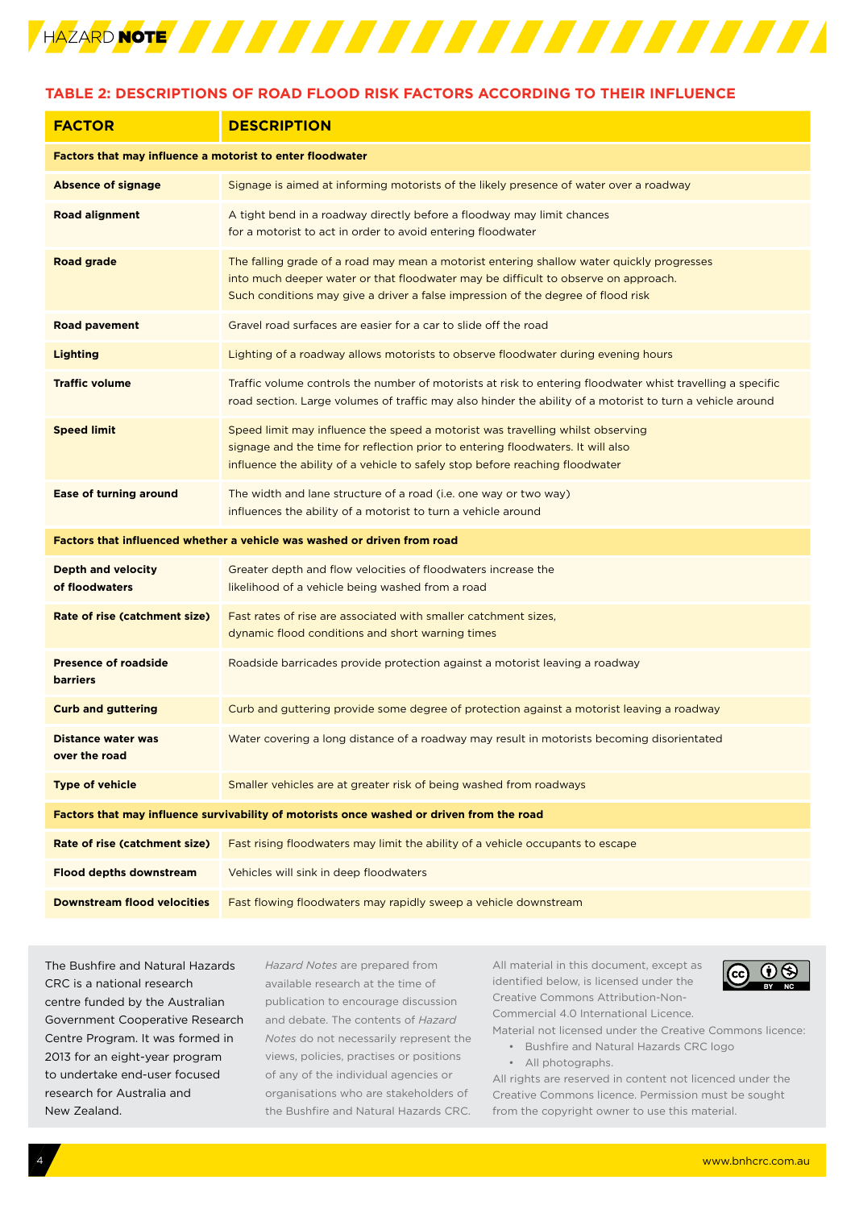## TABLE 2: DESCRIPTIONS OF ROAD FLOOD RISK FACTORS ACCORDING TO THEIR INFLUENCE

| FACTOR | DESCRIPTION |
|---|---|
| **Factors that may influence a motorist to enter floodwater** | |
| **Absence of signage** | Signage is aimed at informing motorists of the likely presence of water over a roadway |
| **Road alignment** | A tight bend in a roadway directly before a floodway may limit chances for a motorist to act in order to avoid entering floodwater |
| **Road grade** | The falling grade of a road may mean a motorist entering shallow water quickly progresses into much deeper water or that floodwater may be difficult to observe on approach. Such conditions may give a driver a false impression of the degree of flood risk |
| **Road pavement** | Gravel road surfaces are easier for a car to slide off the road |
| **Lighting** | Lighting of a roadway allows motorists to observe floodwater during evening hours |
| **Traffic volume** | Traffic volume controls the number of motorists at risk to entering floodwater whist travelling a specific road section. Large volumes of traffic may also hinder the ability of a motorist to turn a vehicle around |
| **Speed limit** | Speed limit may influence the speed a motorist was travelling whilst observing signage and the time for reflection prior to entering floodwaters. It will also influence the ability of a vehicle to safely stop before reaching floodwater |
| **Ease of turning around** | The width and lane structure of a road (i.e. one way or two way) influences the ability of a motorist to turn a vehicle around |
| **Factors that influenced whether a vehicle was washed or driven from road** | |
| **Depth and velocity of floodwaters** | Greater depth and flow velocities of floodwaters increase the likelihood of a vehicle being washed from a road |
| **Rate of rise (catchment size)** | Fast rates of rise are associated with smaller catchment sizes, dynamic flood conditions and short warning times |
| **Presence of roadside barriers** | Roadside barricades provide protection against a motorist leaving a roadway |
| **Curb and guttering** | Curb and guttering provide some degree of protection against a motorist leaving a roadway |
| **Distance water was over the road** | Water covering a long distance of a roadway may result in motorists becoming disorientated |
| **Type of vehicle** | Smaller vehicles are at greater risk of being washed from roadways |
| **Factors that may influence survivability of motorists once washed or driven from the road** | |
| **Rate of rise (catchment size)** | Fast rising floodwaters may limit the ability of a vehicle occupants to escape |
| **Flood depths downstream** | Vehicles will sink in deep floodwaters |
| **Downstream flood velocities** | Fast flowing floodwaters may rapidly sweep a vehicle downstream |

The Bushfire and Natural Hazards CRC is a national research centre funded by the Australian Government Cooperative Research Centre Program. It was formed in 2013 for an eight-year program to undertake end-user focused research for Australia and New Zealand.

*Hazard Notes* are prepared from available research at the time of publication to encourage discussion and debate. The contents of *Hazard Notes* do not necessarily represent the views, policies, practises or positions of any of the individual agencies or organisations who are stakeholders of the Bushfire and Natural Hazards CRC.

All material in this document, except as identified below, is licensed under the Creative Commons Attribution-Non-Commercial 4.0 International Licence.

Material not licensed under the Creative Commons licence:

- Bushfire and Natural Hazards CRC logo
- All photographs.

All rights are reserved in content not licenced under the Creative Commons licence. Permission must be sought from the copyright owner to use this material.